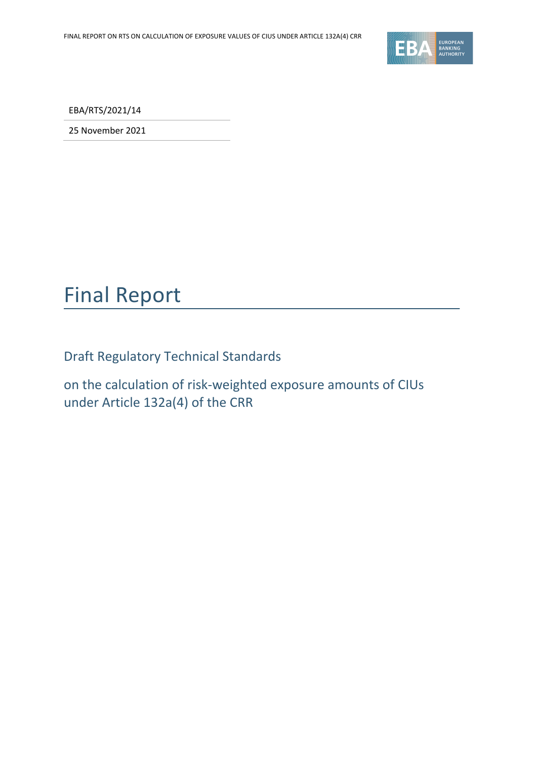EBA/RTS/2021/14

25 November 2021

# Final Report

## Draft Regulatory Technical Standards

## on the calculation of risk-weighted exposure amounts of CIUs under Article 132a(4) of the CRR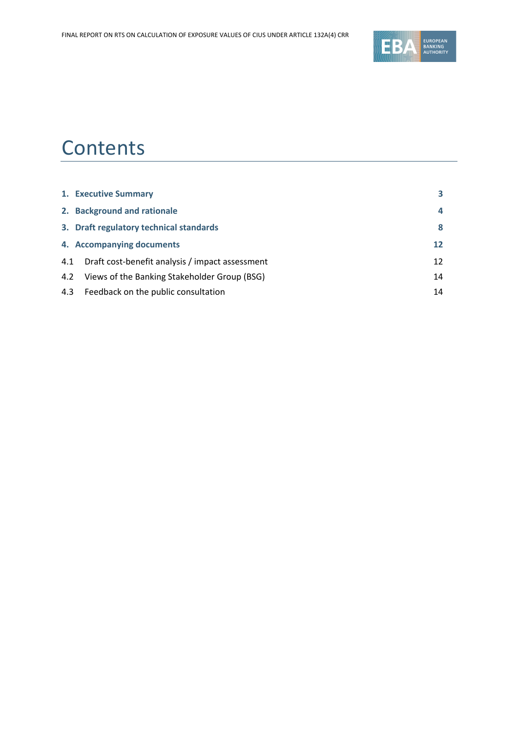# Contents

| | |
|---|---|
| **1. Executive Summary** | **3** |
| **2. Background and rationale** | **4** |
| **3. Draft regulatory technical standards** | **8** |
| **4. Accompanying documents** | **12** |
| 4.1 Draft cost-benefit analysis / impact assessment | 12 |
| 4.2 Views of the Banking Stakeholder Group (BSG) | 14 |
| 4.3 Feedback on the public consultation | 14 |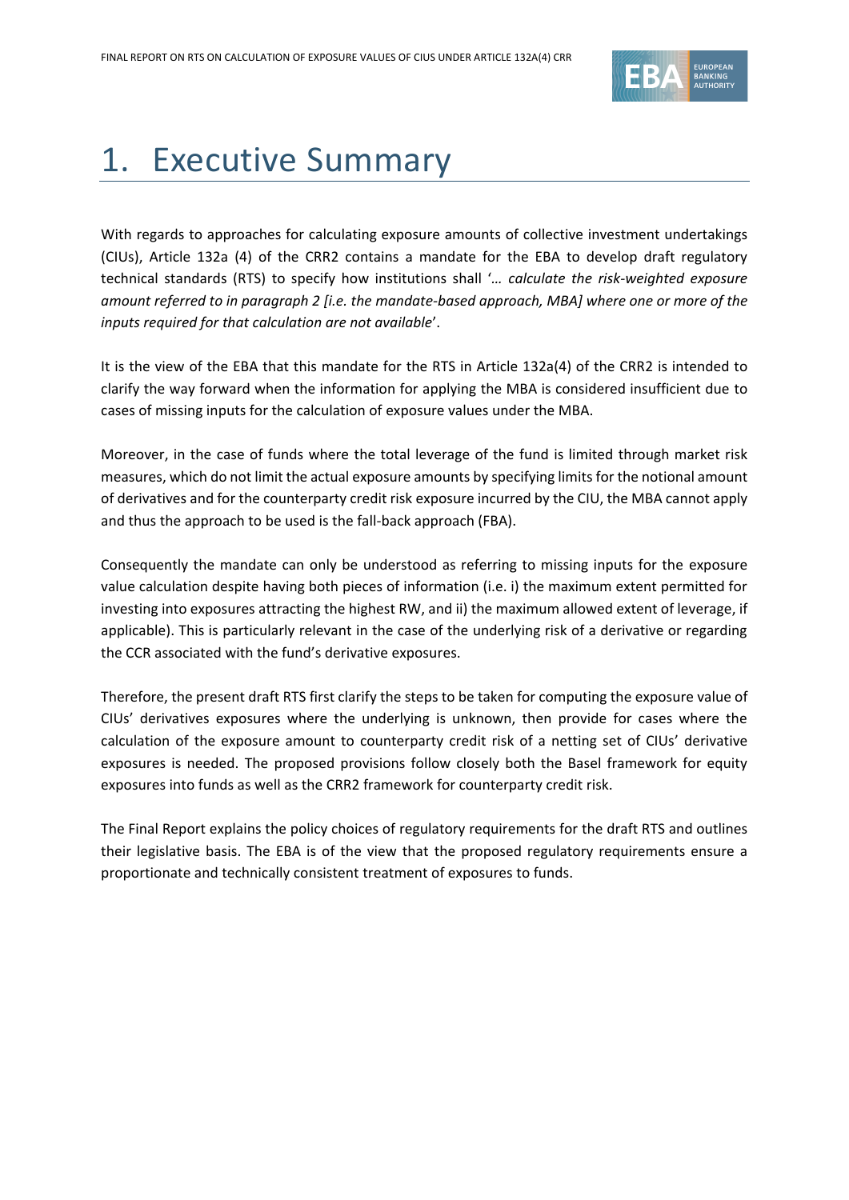# 1. Executive Summary

With regards to approaches for calculating exposure amounts of collective investment undertakings (CIUs), Article 132a (4) of the CRR2 contains a mandate for the EBA to develop draft regulatory technical standards (RTS) to specify how institutions shall '*… calculate the risk-weighted exposure amount referred to in paragraph 2 [i.e. the mandate-based approach, MBA] where one or more of the inputs required for that calculation are not available*'.

It is the view of the EBA that this mandate for the RTS in Article 132a(4) of the CRR2 is intended to clarify the way forward when the information for applying the MBA is considered insufficient due to cases of missing inputs for the calculation of exposure values under the MBA.

Moreover, in the case of funds where the total leverage of the fund is limited through market risk measures, which do not limit the actual exposure amounts by specifying limits for the notional amount of derivatives and for the counterparty credit risk exposure incurred by the CIU, the MBA cannot apply and thus the approach to be used is the fall-back approach (FBA).

Consequently the mandate can only be understood as referring to missing inputs for the exposure value calculation despite having both pieces of information (i.e. i) the maximum extent permitted for investing into exposures attracting the highest RW, and ii) the maximum allowed extent of leverage, if applicable). This is particularly relevant in the case of the underlying risk of a derivative or regarding the CCR associated with the fund's derivative exposures.

Therefore, the present draft RTS first clarify the steps to be taken for computing the exposure value of CIUs' derivatives exposures where the underlying is unknown, then provide for cases where the calculation of the exposure amount to counterparty credit risk of a netting set of CIUs' derivative exposures is needed. The proposed provisions follow closely both the Basel framework for equity exposures into funds as well as the CRR2 framework for counterparty credit risk.

The Final Report explains the policy choices of regulatory requirements for the draft RTS and outlines their legislative basis. The EBA is of the view that the proposed regulatory requirements ensure a proportionate and technically consistent treatment of exposures to funds.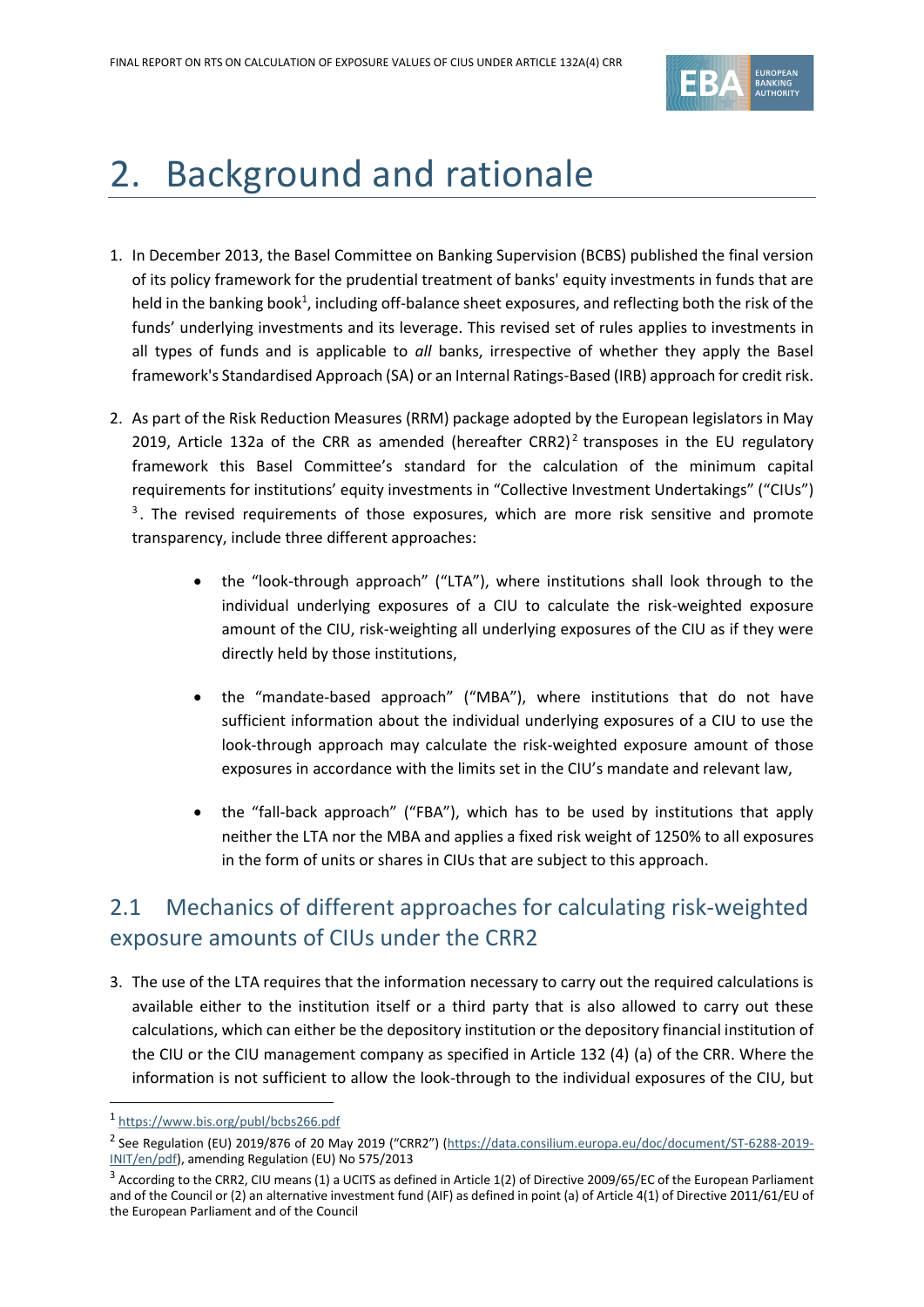// Page header "FINAL REPORT ON RTS ON CALCULATION OF EXPOSURE VALUES OF CIUS UNDER ARTICLE 132A(4) CRR" and the EBA logo are omitted as running header content.
# 2. Background and rationale

1. In December 2013, the Basel Committee on Banking Supervision (BCBS) published the final version of its policy framework for the prudential treatment of banks' equity investments in funds that are held in the banking book[1], including off-balance sheet exposures, and reflecting both the risk of the funds' underlying investments and its leverage. This revised set of rules applies to investments in all types of funds and is applicable to *all* banks, irrespective of whether they apply the Basel framework's Standardised Approach (SA) or an Internal Ratings-Based (IRB) approach for credit risk.

2. As part of the Risk Reduction Measures (RRM) package adopted by the European legislators in May 2019, Article 132a of the CRR as amended (hereafter CRR2)[2] transposes in the EU regulatory framework this Basel Committee's standard for the calculation of the minimum capital requirements for institutions' equity investments in "Collective Investment Undertakings" ("CIUs")[3]. The revised requirements of those exposures, which are more risk sensitive and promote transparency, include three different approaches:

    - the "look-through approach" ("LTA"), where institutions shall look through to the individual underlying exposures of a CIU to calculate the risk-weighted exposure amount of the CIU, risk-weighting all underlying exposures of the CIU as if they were directly held by those institutions,
    - the "mandate-based approach" ("MBA"), where institutions that do not have sufficient information about the individual underlying exposures of a CIU to use the look-through approach may calculate the risk-weighted exposure amount of those exposures in accordance with the limits set in the CIU's mandate and relevant law,
    - the "fall-back approach" ("FBA"), which has to be used by institutions that apply neither the LTA nor the MBA and applies a fixed risk weight of 1250% to all exposures in the form of units or shares in CIUs that are subject to this approach.

## 2.1 Mechanics of different approaches for calculating risk-weighted exposure amounts of CIUs under the CRR2

3. The use of the LTA requires that the information necessary to carry out the required calculations is available either to the institution itself or a third party that is also allowed to carry out these calculations, which can either be the depository institution or the depository financial institution of the CIU or the CIU management company as specified in Article 132 (4) (a) of the CRR. Where the information is not sufficient to allow the look-through to the individual exposures of the CIU, but

---

[1] https://www.bis.org/publ/bcbs266.pdf

[2] See Regulation (EU) 2019/876 of 20 May 2019 ("CRR2") (https://data.consilium.europa.eu/doc/document/ST-6288-2019-INIT/en/pdf), amending Regulation (EU) No 575/2013

[3] According to the CRR2, CIU means (1) a UCITS as defined in Article 1(2) of Directive 2009/65/EC of the European Parliament and of the Council or (2) an alternative investment fund (AIF) as defined in point (a) of Article 4(1) of Directive 2011/61/EU of the European Parliament and of the Council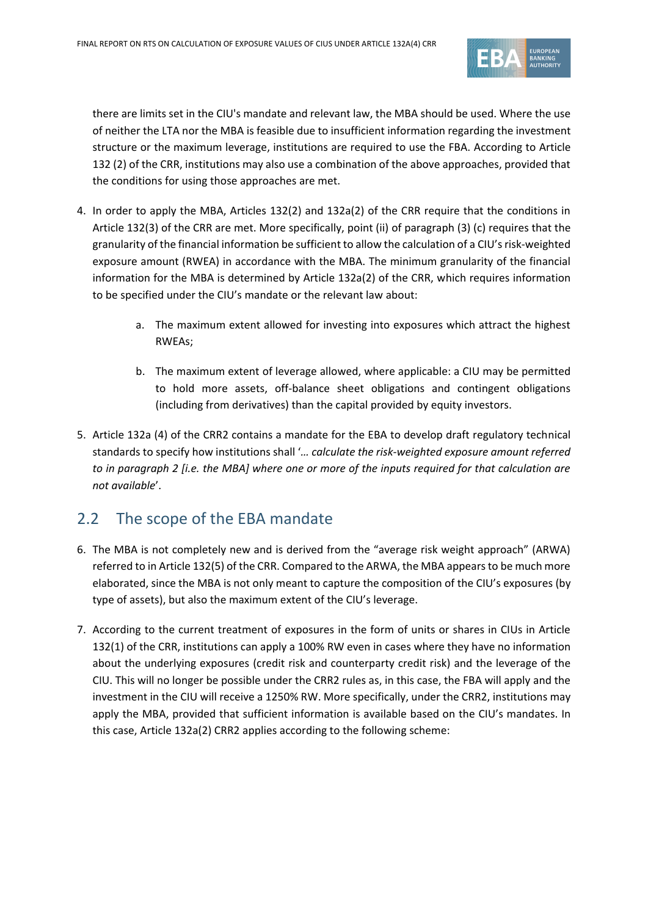there are limits set in the CIU's mandate and relevant law, the MBA should be used. Where the use of neither the LTA nor the MBA is feasible due to insufficient information regarding the investment structure or the maximum leverage, institutions are required to use the FBA. According to Article 132 (2) of the CRR, institutions may also use a combination of the above approaches, provided that the conditions for using those approaches are met.

4. In order to apply the MBA, Articles 132(2) and 132a(2) of the CRR require that the conditions in Article 132(3) of the CRR are met. More specifically, point (ii) of paragraph (3) (c) requires that the granularity of the financial information be sufficient to allow the calculation of a CIU's risk-weighted exposure amount (RWEA) in accordance with the MBA. The minimum granularity of the financial information for the MBA is determined by Article 132a(2) of the CRR, which requires information to be specified under the CIU's mandate or the relevant law about:

    a. The maximum extent allowed for investing into exposures which attract the highest RWEAs;

    b. The maximum extent of leverage allowed, where applicable: a CIU may be permitted to hold more assets, off-balance sheet obligations and contingent obligations (including from derivatives) than the capital provided by equity investors.

5. Article 132a (4) of the CRR2 contains a mandate for the EBA to develop draft regulatory technical standards to specify how institutions shall '*… calculate the risk-weighted exposure amount referred to in paragraph 2 [i.e. the MBA] where one or more of the inputs required for that calculation are not available*'.

## 2.2 The scope of the EBA mandate

6. The MBA is not completely new and is derived from the "average risk weight approach" (ARWA) referred to in Article 132(5) of the CRR. Compared to the ARWA, the MBA appears to be much more elaborated, since the MBA is not only meant to capture the composition of the CIU's exposures (by type of assets), but also the maximum extent of the CIU's leverage.

7. According to the current treatment of exposures in the form of units or shares in CIUs in Article 132(1) of the CRR, institutions can apply a 100% RW even in cases where they have no information about the underlying exposures (credit risk and counterparty credit risk) and the leverage of the CIU. This will no longer be possible under the CRR2 rules as, in this case, the FBA will apply and the investment in the CIU will receive a 1250% RW. More specifically, under the CRR2, institutions may apply the MBA, provided that sufficient information is available based on the CIU's mandates. In this case, Article 132a(2) CRR2 applies according to the following scheme: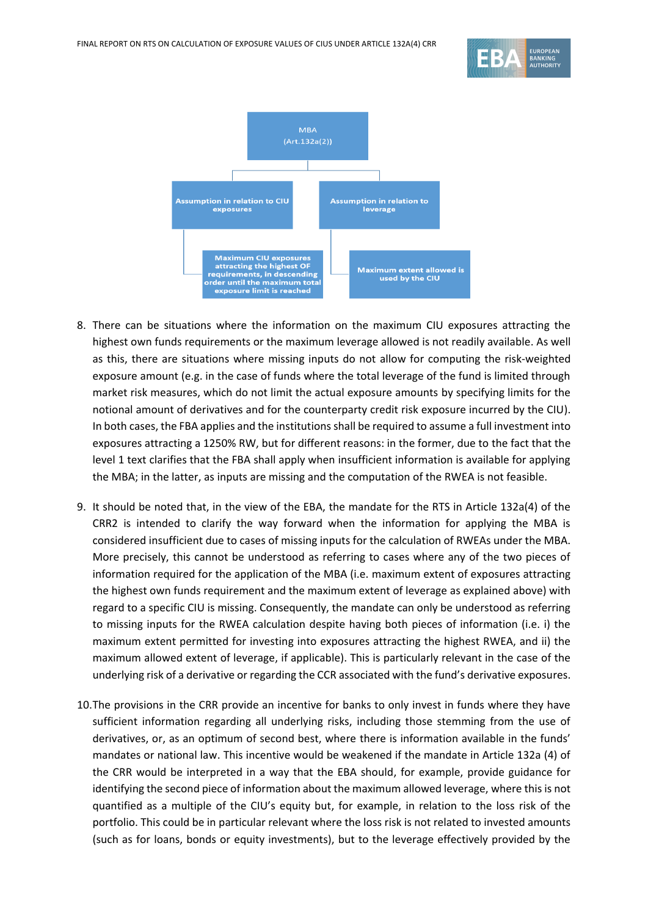MBA
(Art.132a(2))

- Assumption in relation to CIU exposures
  - Maximum CIU exposures attracting the highest OF requirements, in descending order until the maximum total exposure limit is reached
- Assumption in relation to leverage
  - Maximum extent allowed is used by the CIU

8. There can be situations where the information on the maximum CIU exposures attracting the highest own funds requirements or the maximum leverage allowed is not readily available. As well as this, there are situations where missing inputs do not allow for computing the risk-weighted exposure amount (e.g. in the case of funds where the total leverage of the fund is limited through market risk measures, which do not limit the actual exposure amounts by specifying limits for the notional amount of derivatives and for the counterparty credit risk exposure incurred by the CIU). In both cases, the FBA applies and the institutions shall be required to assume a full investment into exposures attracting a 1250% RW, but for different reasons: in the former, due to the fact that the level 1 text clarifies that the FBA shall apply when insufficient information is available for applying the MBA; in the latter, as inputs are missing and the computation of the RWEA is not feasible.

9. It should be noted that, in the view of the EBA, the mandate for the RTS in Article 132a(4) of the CRR2 is intended to clarify the way forward when the information for applying the MBA is considered insufficient due to cases of missing inputs for the calculation of RWEAs under the MBA. More precisely, this cannot be understood as referring to cases where any of the two pieces of information required for the application of the MBA (i.e. maximum extent of exposures attracting the highest own funds requirement and the maximum extent of leverage as explained above) with regard to a specific CIU is missing. Consequently, the mandate can only be understood as referring to missing inputs for the RWEA calculation despite having both pieces of information (i.e. i) the maximum extent permitted for investing into exposures attracting the highest RWEA, and ii) the maximum allowed extent of leverage, if applicable). This is particularly relevant in the case of the underlying risk of a derivative or regarding the CCR associated with the fund's derivative exposures.

10. The provisions in the CRR provide an incentive for banks to only invest in funds where they have sufficient information regarding all underlying risks, including those stemming from the use of derivatives, or, as an optimum of second best, where there is information available in the funds' mandates or national law. This incentive would be weakened if the mandate in Article 132a (4) of the CRR would be interpreted in a way that the EBA should, for example, provide guidance for identifying the second piece of information about the maximum allowed leverage, where this is not quantified as a multiple of the CIU's equity but, for example, in relation to the loss risk of the portfolio. This could be in particular relevant where the loss risk is not related to invested amounts (such as for loans, bonds or equity investments), but to the leverage effectively provided by the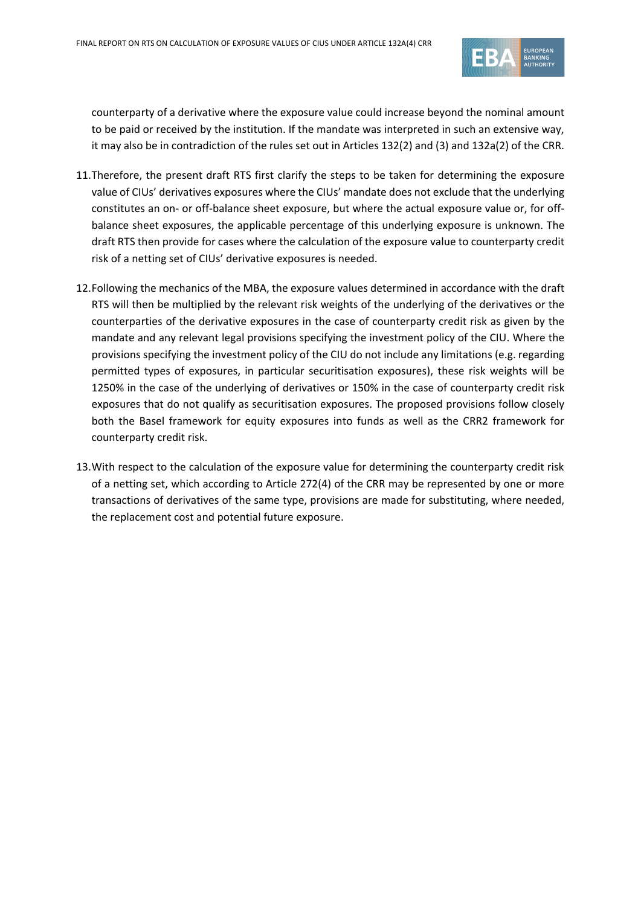counterparty of a derivative where the exposure value could increase beyond the nominal amount to be paid or received by the institution. If the mandate was interpreted in such an extensive way, it may also be in contradiction of the rules set out in Articles 132(2) and (3) and 132a(2) of the CRR.

11. Therefore, the present draft RTS first clarify the steps to be taken for determining the exposure value of CIUs' derivatives exposures where the CIUs' mandate does not exclude that the underlying constitutes an on- or off-balance sheet exposure, but where the actual exposure value or, for off-balance sheet exposures, the applicable percentage of this underlying exposure is unknown. The draft RTS then provide for cases where the calculation of the exposure value to counterparty credit risk of a netting set of CIUs' derivative exposures is needed.

12. Following the mechanics of the MBA, the exposure values determined in accordance with the draft RTS will then be multiplied by the relevant risk weights of the underlying of the derivatives or the counterparties of the derivative exposures in the case of counterparty credit risk as given by the mandate and any relevant legal provisions specifying the investment policy of the CIU. Where the provisions specifying the investment policy of the CIU do not include any limitations (e.g. regarding permitted types of exposures, in particular securitisation exposures), these risk weights will be 1250% in the case of the underlying of derivatives or 150% in the case of counterparty credit risk exposures that do not qualify as securitisation exposures. The proposed provisions follow closely both the Basel framework for equity exposures into funds as well as the CRR2 framework for counterparty credit risk.

13. With respect to the calculation of the exposure value for determining the counterparty credit risk of a netting set, which according to Article 272(4) of the CRR may be represented by one or more transactions of derivatives of the same type, provisions are made for substituting, where needed, the replacement cost and potential future exposure.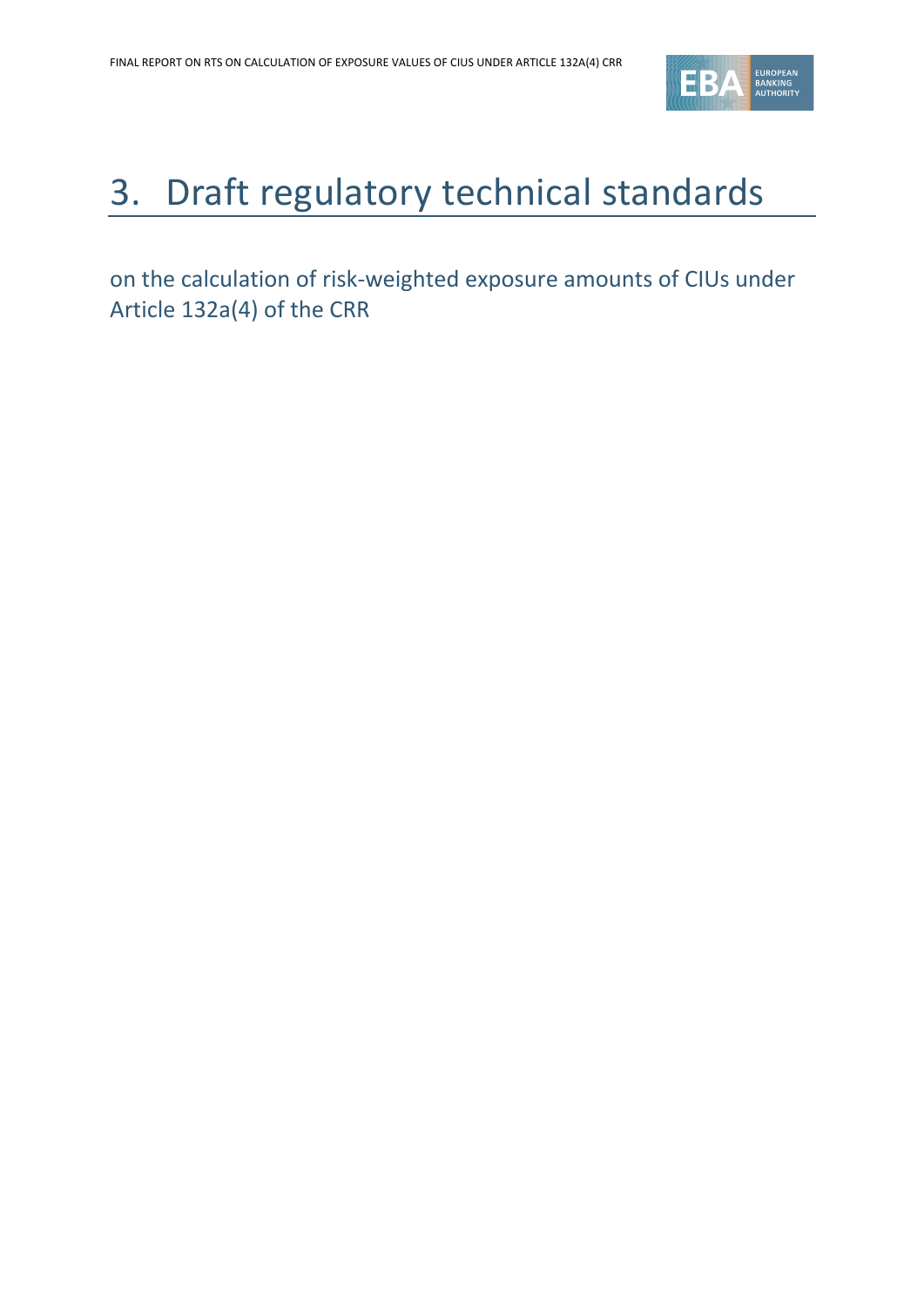# 3. Draft regulatory technical standards

on the calculation of risk-weighted exposure amounts of CIUs under Article 132a(4) of the CRR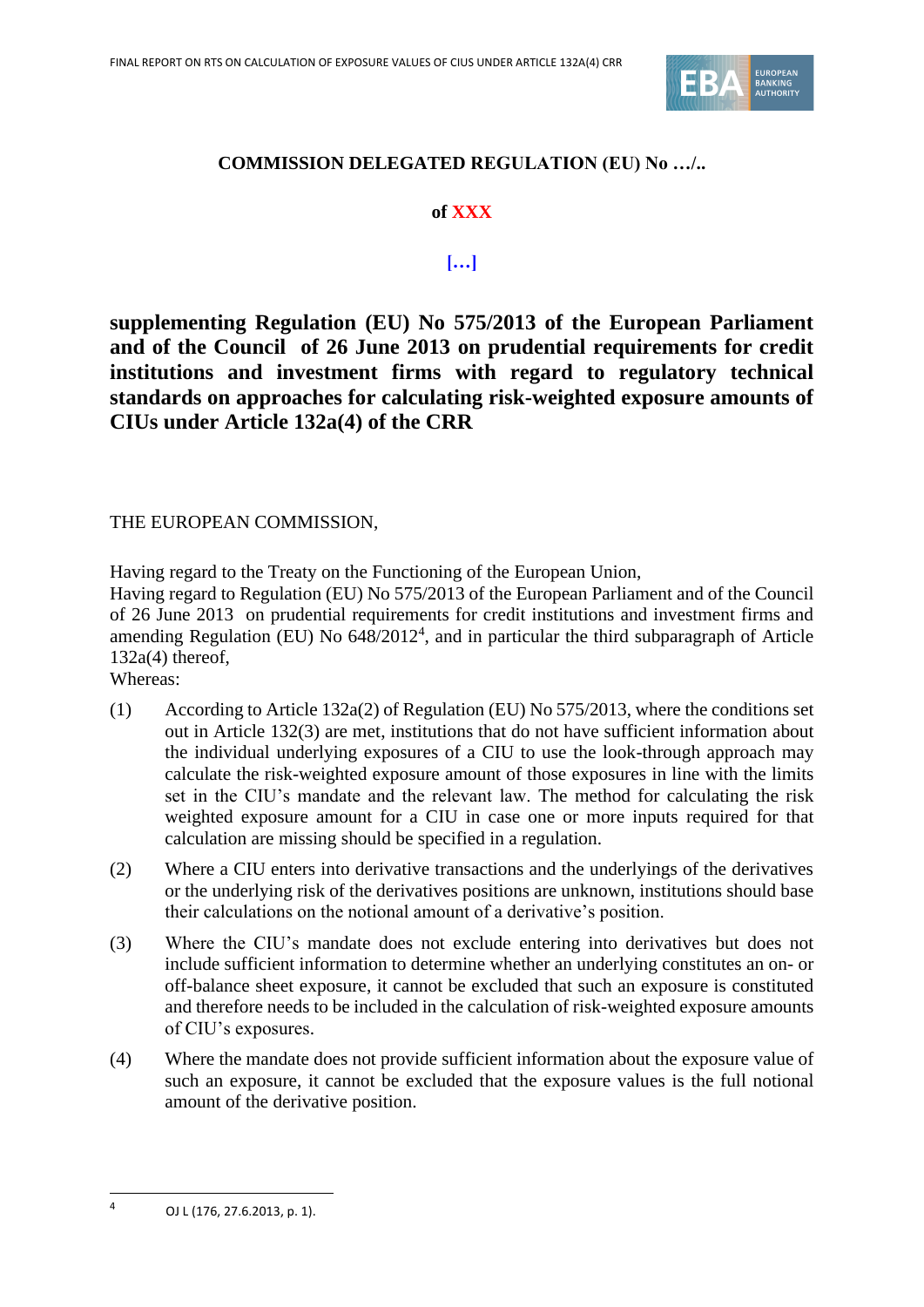**COMMISSION DELEGATED REGULATION (EU) No …/..**

**of XXX**

**[…]**

# supplementing Regulation (EU) No 575/2013 of the European Parliament and of the Council of 26 June 2013 on prudential requirements for credit institutions and investment firms with regard to regulatory technical standards on approaches for calculating risk-weighted exposure amounts of CIUs under Article 132a(4) of the CRR

THE EUROPEAN COMMISSION,

Having regard to the Treaty on the Functioning of the European Union,

Having regard to Regulation (EU) No 575/2013 of the European Parliament and of the Council of 26 June 2013 on prudential requirements for credit institutions and investment firms and amending Regulation (EU) No 648/2012[4], and in particular the third subparagraph of Article 132a(4) thereof,

Whereas:

(1) According to Article 132a(2) of Regulation (EU) No 575/2013, where the conditions set out in Article 132(3) are met, institutions that do not have sufficient information about the individual underlying exposures of a CIU to use the look-through approach may calculate the risk-weighted exposure amount of those exposures in line with the limits set in the CIU's mandate and the relevant law. The method for calculating the risk weighted exposure amount for a CIU in case one or more inputs required for that calculation are missing should be specified in a regulation.

(2) Where a CIU enters into derivative transactions and the underlyings of the derivatives or the underlying risk of the derivatives positions are unknown, institutions should base their calculations on the notional amount of a derivative's position.

(3) Where the CIU's mandate does not exclude entering into derivatives but does not include sufficient information to determine whether an underlying constitutes an on- or off-balance sheet exposure, it cannot be excluded that such an exposure is constituted and therefore needs to be included in the calculation of risk-weighted exposure amounts of CIU's exposures.

(4) Where the mandate does not provide sufficient information about the exposure value of such an exposure, it cannot be excluded that the exposure values is the full notional amount of the derivative position.

[4] OJ L (176, 27.6.2013, p. 1).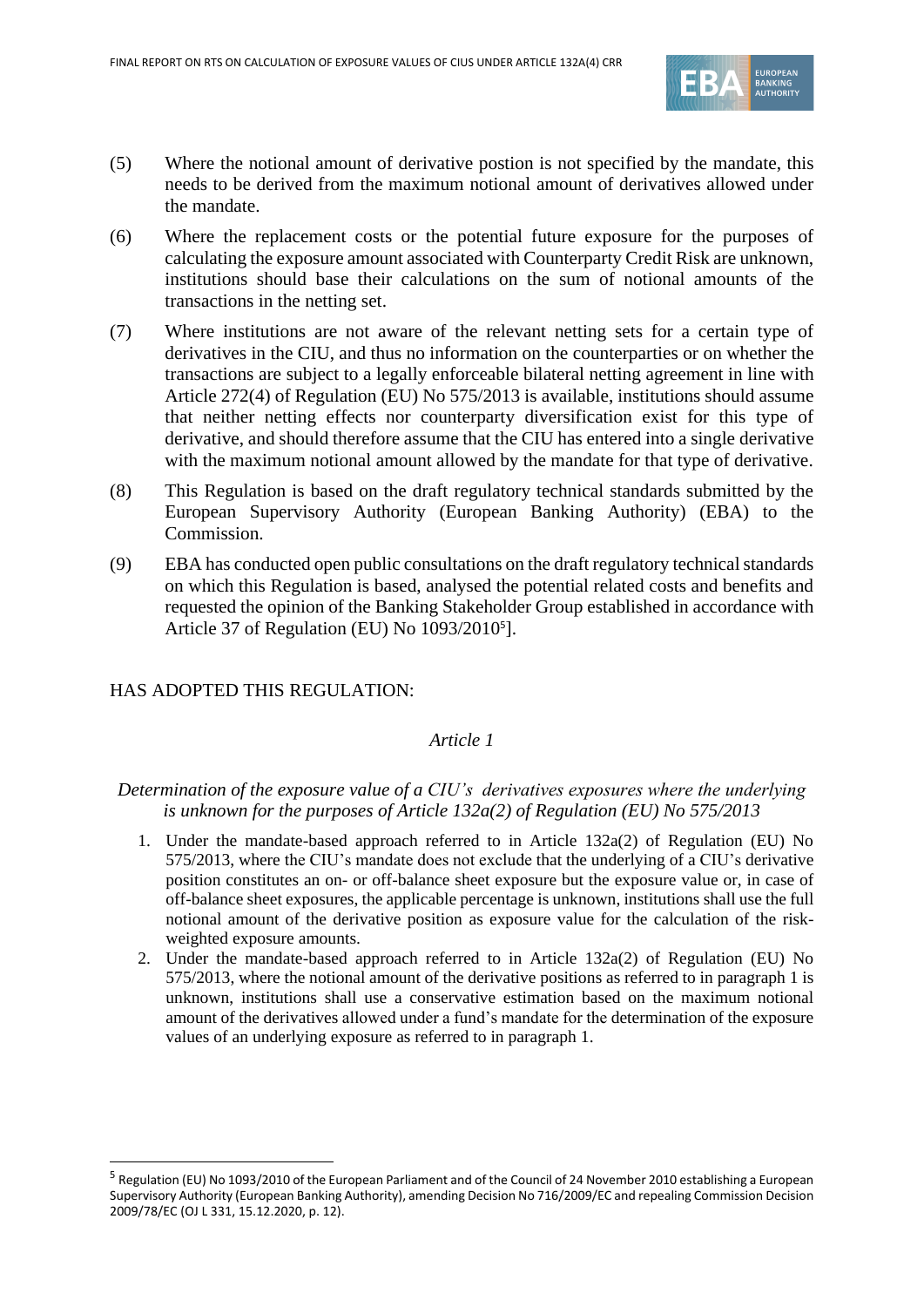(5) Where the notional amount of derivative postion is not specified by the mandate, this needs to be derived from the maximum notional amount of derivatives allowed under the mandate.

(6) Where the replacement costs or the potential future exposure for the purposes of calculating the exposure amount associated with Counterparty Credit Risk are unknown, institutions should base their calculations on the sum of notional amounts of the transactions in the netting set.

(7) Where institutions are not aware of the relevant netting sets for a certain type of derivatives in the CIU, and thus no information on the counterparties or on whether the transactions are subject to a legally enforceable bilateral netting agreement in line with Article 272(4) of Regulation (EU) No 575/2013 is available, institutions should assume that neither netting effects nor counterparty diversification exist for this type of derivative, and should therefore assume that the CIU has entered into a single derivative with the maximum notional amount allowed by the mandate for that type of derivative.

(8) This Regulation is based on the draft regulatory technical standards submitted by the European Supervisory Authority (European Banking Authority) (EBA) to the Commission.

(9) EBA has conducted open public consultations on the draft regulatory technical standards on which this Regulation is based, analysed the potential related costs and benefits and requested the opinion of the Banking Stakeholder Group established in accordance with Article 37 of Regulation (EU) No 1093/2010[5]].

HAS ADOPTED THIS REGULATION:

*Article 1*

*Determination of the exposure value of a CIU's derivatives exposures where the underlying is unknown for the purposes of Article 132a(2) of Regulation (EU) No 575/2013*

1. Under the mandate-based approach referred to in Article 132a(2) of Regulation (EU) No 575/2013, where the CIU's mandate does not exclude that the underlying of a CIU's derivative position constitutes an on- or off-balance sheet exposure but the exposure value or, in case of off-balance sheet exposures, the applicable percentage is unknown, institutions shall use the full notional amount of the derivative position as exposure value for the calculation of the risk-weighted exposure amounts.
2. Under the mandate-based approach referred to in Article 132a(2) of Regulation (EU) No 575/2013, where the notional amount of the derivative positions as referred to in paragraph 1 is unknown, institutions shall use a conservative estimation based on the maximum notional amount of the derivatives allowed under a fund's mandate for the determination of the exposure values of an underlying exposure as referred to in paragraph 1.

[5] Regulation (EU) No 1093/2010 of the European Parliament and of the Council of 24 November 2010 establishing a European Supervisory Authority (European Banking Authority), amending Decision No 716/2009/EC and repealing Commission Decision 2009/78/EC (OJ L 331, 15.12.2020, p. 12).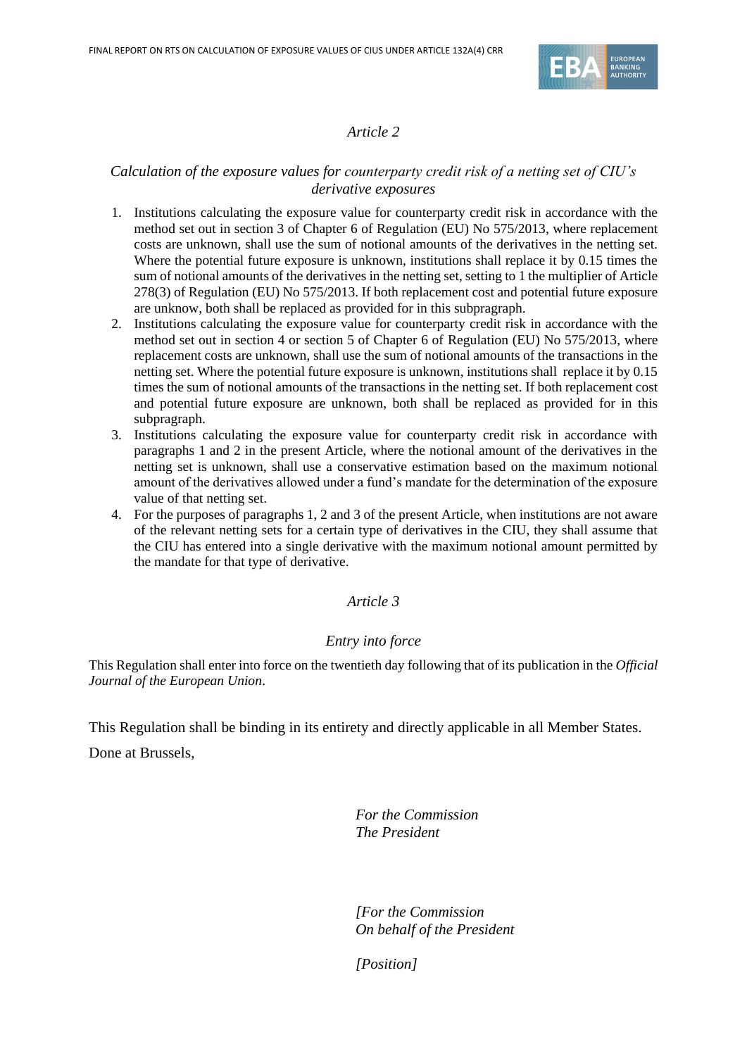*Article 2*

*Calculation of the exposure values for counterparty credit risk of a netting set of CIU's derivative exposures*

1. Institutions calculating the exposure value for counterparty credit risk in accordance with the method set out in section 3 of Chapter 6 of Regulation (EU) No 575/2013, where replacement costs are unknown, shall use the sum of notional amounts of the derivatives in the netting set. Where the potential future exposure is unknown, institutions shall replace it by 0.15 times the sum of notional amounts of the derivatives in the netting set, setting to 1 the multiplier of Article 278(3) of Regulation (EU) No 575/2013. If both replacement cost and potential future exposure are unknow, both shall be replaced as provided for in this subpragraph.
2. Institutions calculating the exposure value for counterparty credit risk in accordance with the method set out in section 4 or section 5 of Chapter 6 of Regulation (EU) No 575/2013, where replacement costs are unknown, shall use the sum of notional amounts of the transactions in the netting set. Where the potential future exposure is unknown, institutions shall replace it by 0.15 times the sum of notional amounts of the transactions in the netting set. If both replacement cost and potential future exposure are unknown, both shall be replaced as provided for in this subparagraph.
3. Institutions calculating the exposure value for counterparty credit risk in accordance with paragraphs 1 and 2 in the present Article, where the notional amount of the derivatives in the netting set is unknown, shall use a conservative estimation based on the maximum notional amount of the derivatives allowed under a fund's mandate for the determination of the exposure value of that netting set.
4. For the purposes of paragraphs 1, 2 and 3 of the present Article, when institutions are not aware of the relevant netting sets for a certain type of derivatives in the CIU, they shall assume that the CIU has entered into a single derivative with the maximum notional amount permitted by the mandate for that type of derivative.

*Article 3*

*Entry into force*

This Regulation shall enter into force on the twentieth day following that of its publication in the *Official Journal of the European Union*.

This Regulation shall be binding in its entirety and directly applicable in all Member States.

Done at Brussels,

*For the Commission*
*The President*

*[For the Commission*
*On behalf of the President*

*[Position]*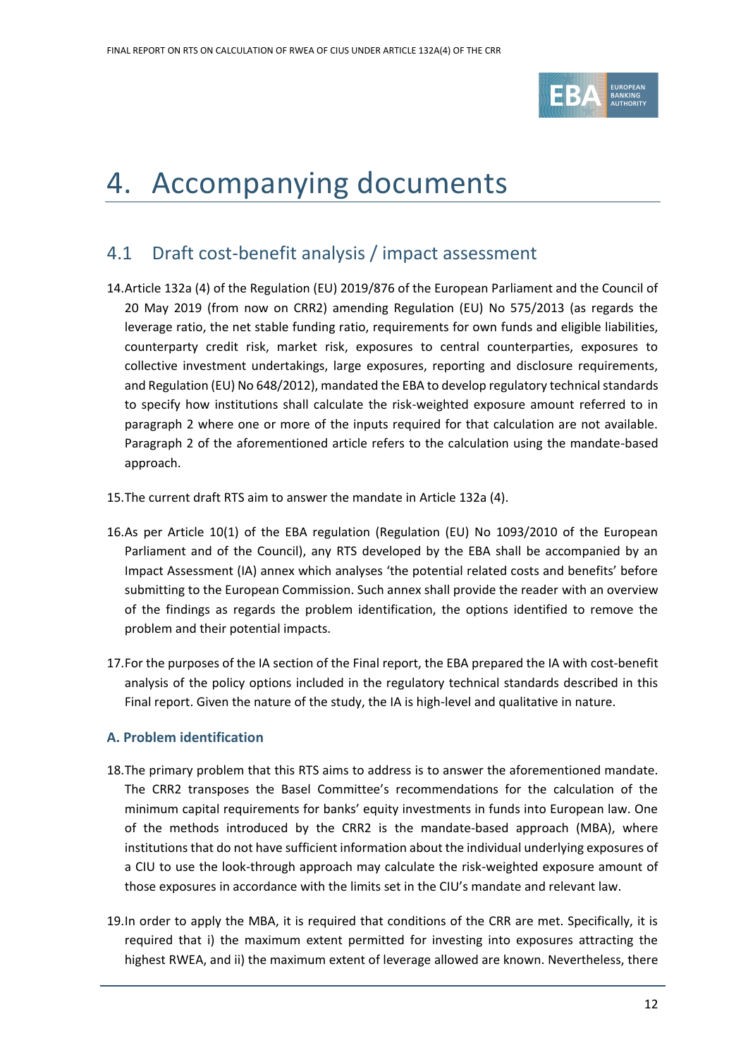# 4. Accompanying documents

## 4.1 Draft cost-benefit analysis / impact assessment

14. Article 132a (4) of the Regulation (EU) 2019/876 of the European Parliament and the Council of 20 May 2019 (from now on CRR2) amending Regulation (EU) No 575/2013 (as regards the leverage ratio, the net stable funding ratio, requirements for own funds and eligible liabilities, counterparty credit risk, market risk, exposures to central counterparties, exposures to collective investment undertakings, large exposures, reporting and disclosure requirements, and Regulation (EU) No 648/2012), mandated the EBA to develop regulatory technical standards to specify how institutions shall calculate the risk-weighted exposure amount referred to in paragraph 2 where one or more of the inputs required for that calculation are not available. Paragraph 2 of the aforementioned article refers to the calculation using the mandate-based approach.

15. The current draft RTS aim to answer the mandate in Article 132a (4).

16. As per Article 10(1) of the EBA regulation (Regulation (EU) No 1093/2010 of the European Parliament and of the Council), any RTS developed by the EBA shall be accompanied by an Impact Assessment (IA) annex which analyses 'the potential related costs and benefits' before submitting to the European Commission. Such annex shall provide the reader with an overview of the findings as regards the problem identification, the options identified to remove the problem and their potential impacts.

17. For the purposes of the IA section of the Final report, the EBA prepared the IA with cost-benefit analysis of the policy options included in the regulatory technical standards described in this Final report. Given the nature of the study, the IA is high-level and qualitative in nature.

### A. Problem identification

18. The primary problem that this RTS aims to address is to answer the aforementioned mandate. The CRR2 transposes the Basel Committee's recommendations for the calculation of the minimum capital requirements for banks' equity investments in funds into European law. One of the methods introduced by the CRR2 is the mandate-based approach (MBA), where institutions that do not have sufficient information about the individual underlying exposures of a CIU to use the look-through approach may calculate the risk-weighted exposure amount of those exposures in accordance with the limits set in the CIU's mandate and relevant law.

19. In order to apply the MBA, it is required that conditions of the CRR are met. Specifically, it is required that i) the maximum extent permitted for investing into exposures attracting the highest RWEA, and ii) the maximum extent of leverage allowed are known. Nevertheless, there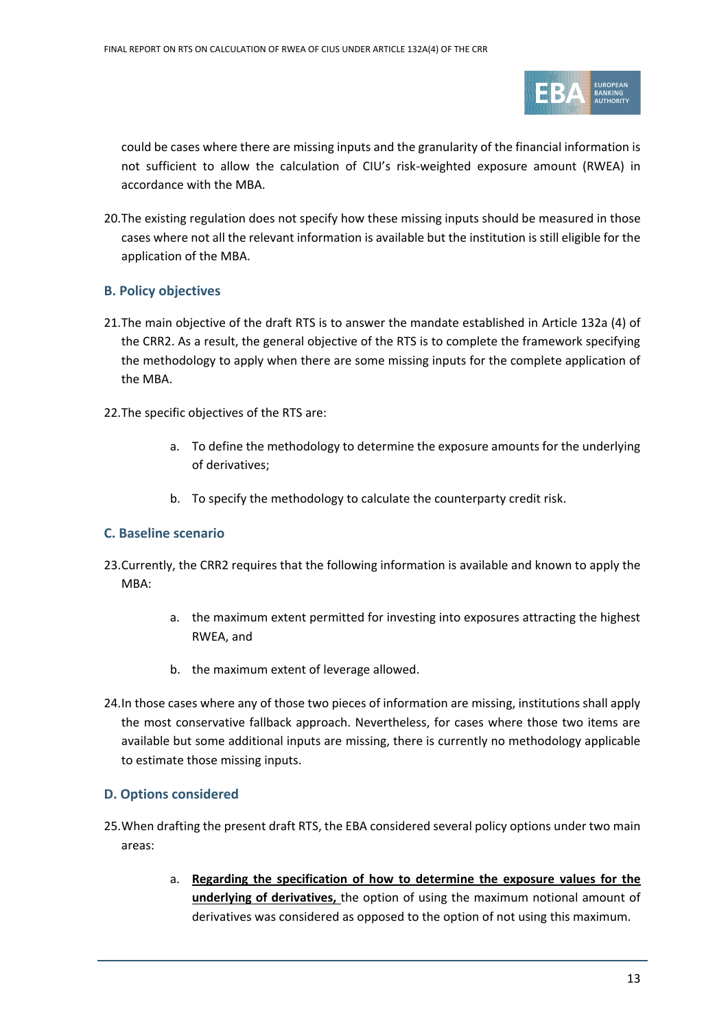could be cases where there are missing inputs and the granularity of the financial information is not sufficient to allow the calculation of CIU's risk-weighted exposure amount (RWEA) in accordance with the MBA.

20. The existing regulation does not specify how these missing inputs should be measured in those cases where not all the relevant information is available but the institution is still eligible for the application of the MBA.

### B. Policy objectives

21. The main objective of the draft RTS is to answer the mandate established in Article 132a (4) of the CRR2. As a result, the general objective of the RTS is to complete the framework specifying the methodology to apply when there are some missing inputs for the complete application of the MBA.

22. The specific objectives of the RTS are:

    a. To define the methodology to determine the exposure amounts for the underlying of derivatives;

    b. To specify the methodology to calculate the counterparty credit risk.

### C. Baseline scenario

23. Currently, the CRR2 requires that the following information is available and known to apply the MBA:

    a. the maximum extent permitted for investing into exposures attracting the highest RWEA, and

    b. the maximum extent of leverage allowed.

24. In those cases where any of those two pieces of information are missing, institutions shall apply the most conservative fallback approach. Nevertheless, for cases where those two items are available but some additional inputs are missing, there is currently no methodology applicable to estimate those missing inputs.

### D. Options considered

25. When drafting the present draft RTS, the EBA considered several policy options under two main areas:

    a. **Regarding the specification of how to determine the exposure values for the underlying of derivatives,** the option of using the maximum notional amount of derivatives was considered as opposed to the option of not using this maximum.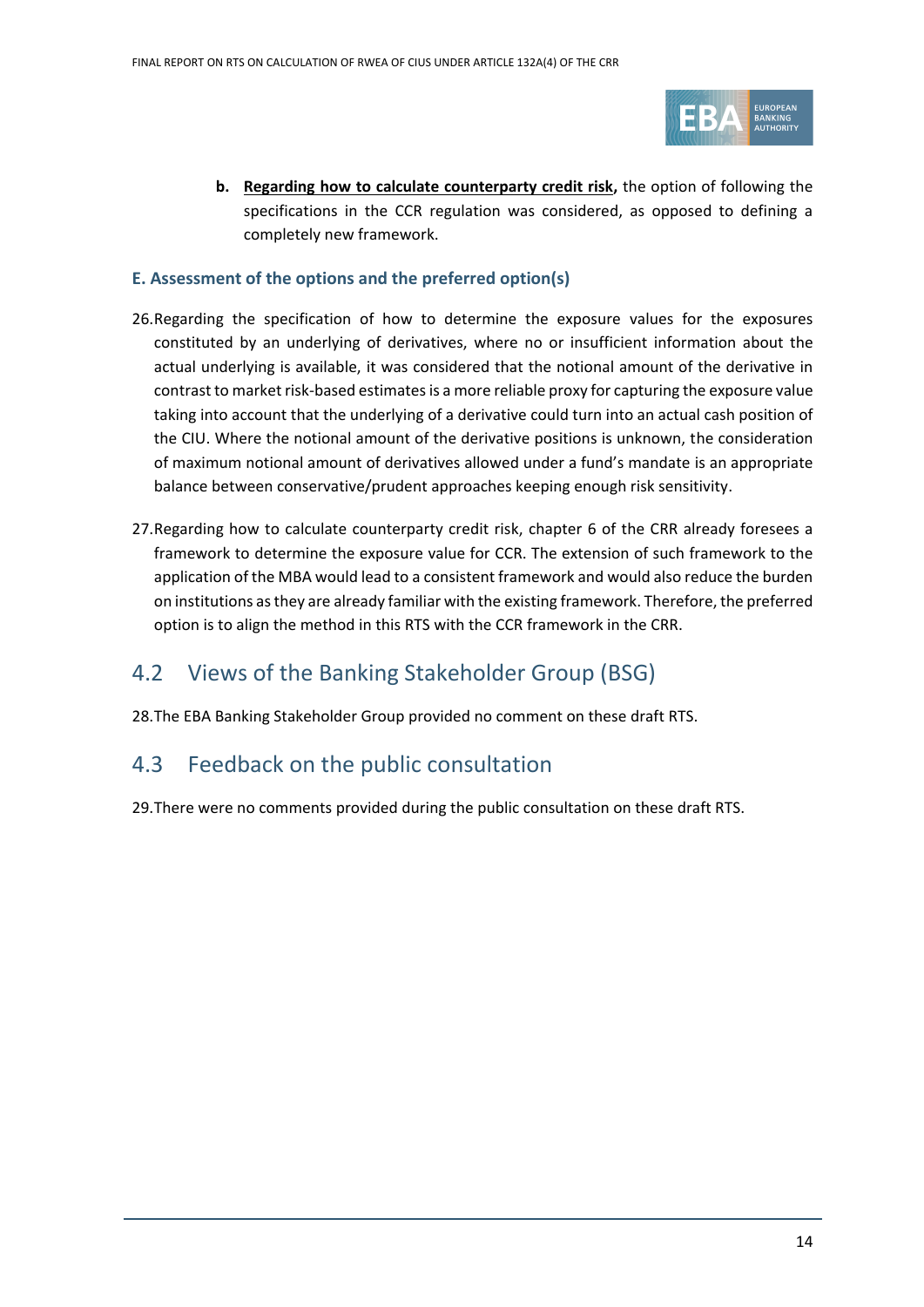b. **Regarding how to calculate counterparty credit risk,** the option of following the specifications in the CCR regulation was considered, as opposed to defining a completely new framework.

### E. Assessment of the options and the preferred option(s)

26. Regarding the specification of how to determine the exposure values for the exposures constituted by an underlying of derivatives, where no or insufficient information about the actual underlying is available, it was considered that the notional amount of the derivative in contrast to market risk-based estimates is a more reliable proxy for capturing the exposure value taking into account that the underlying of a derivative could turn into an actual cash position of the CIU. Where the notional amount of the derivative positions is unknown, the consideration of maximum notional amount of derivatives allowed under a fund's mandate is an appropriate balance between conservative/prudent approaches keeping enough risk sensitivity.

27. Regarding how to calculate counterparty credit risk, chapter 6 of the CRR already foresees a framework to determine the exposure value for CCR. The extension of such framework to the application of the MBA would lead to a consistent framework and would also reduce the burden on institutions as they are already familiar with the existing framework. Therefore, the preferred option is to align the method in this RTS with the CCR framework in the CRR.

## 4.2 Views of the Banking Stakeholder Group (BSG)

28. The EBA Banking Stakeholder Group provided no comment on these draft RTS.

## 4.3 Feedback on the public consultation

29. There were no comments provided during the public consultation on these draft RTS.